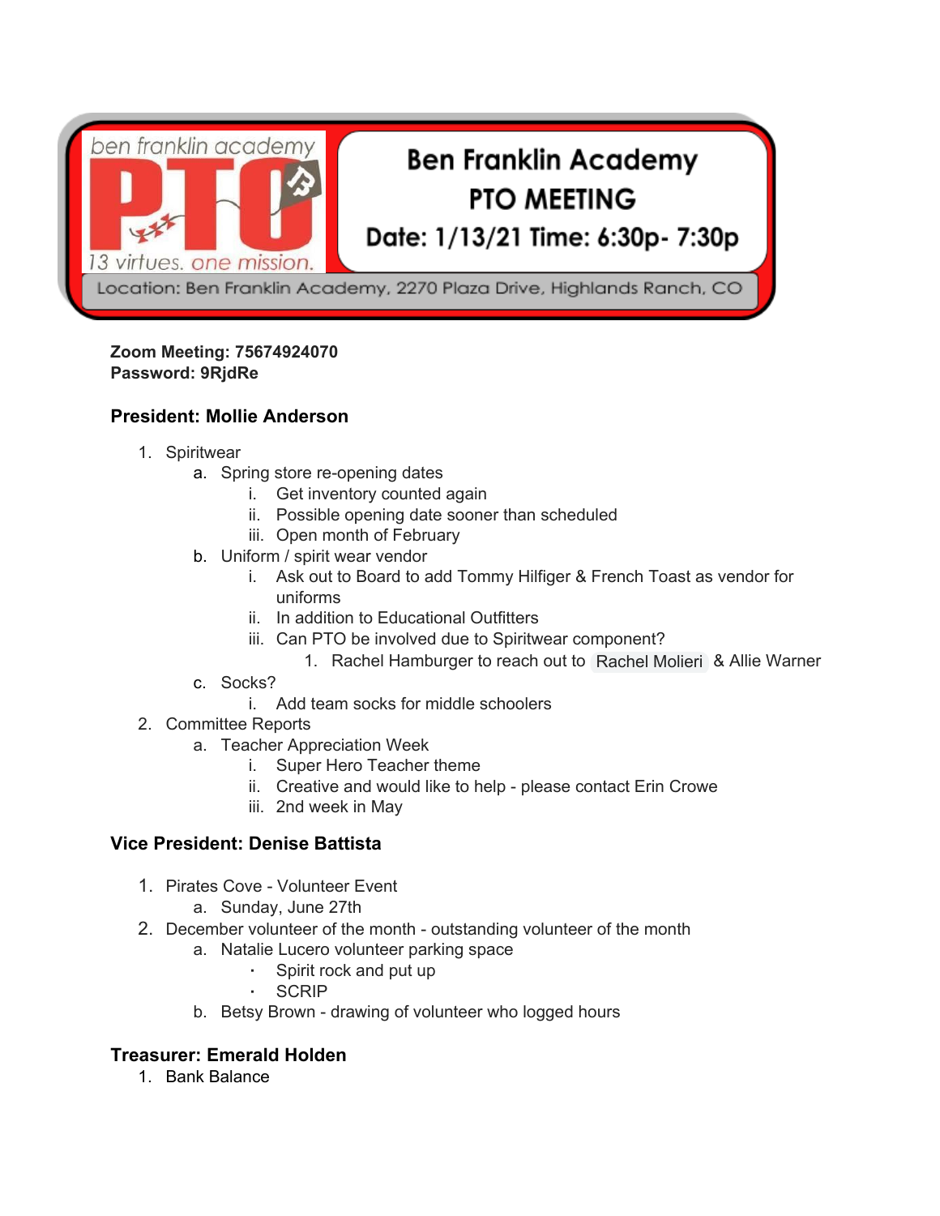ben franklin academy PTO
13 virtues. one mission.

# Ben Franklin Academy PTO MEETING

**Date: 1/13/21 Time: 6:30p- 7:30p**

Location: Ben Franklin Academy, 2270 Plaza Drive, Highlands Ranch, CO

**Zoom Meeting: 75674924070**
**Password: 9RjdRe**

### President: Mollie Anderson

1. Spiritwear
   a. Spring store re-opening dates
      i. Get inventory counted again
      ii. Possible opening date sooner than scheduled
      iii. Open month of February
   b. Uniform / spirit wear vendor
      i. Ask out to Board to add Tommy Hilfiger & French Toast as vendor for uniforms
      ii. In addition to Educational Outfitters
      iii. Can PTO be involved due to Spiritwear component?
         1. Rachel Hamburger to reach out to Rachel Molieri & Allie Warner
   c. Socks?
      i. Add team socks for middle schoolers
2. Committee Reports
   a. Teacher Appreciation Week
      i. Super Hero Teacher theme
      ii. Creative and would like to help - please contact Erin Crowe
      iii. 2nd week in May

### Vice President: Denise Battista

1. Pirates Cove - Volunteer Event
   a. Sunday, June 27th
2. December volunteer of the month - outstanding volunteer of the month
   a. Natalie Lucero volunteer parking space
      - Spirit rock and put up
      - SCRIP
   b. Betsy Brown - drawing of volunteer who logged hours

### Treasurer: Emerald Holden

1. Bank Balance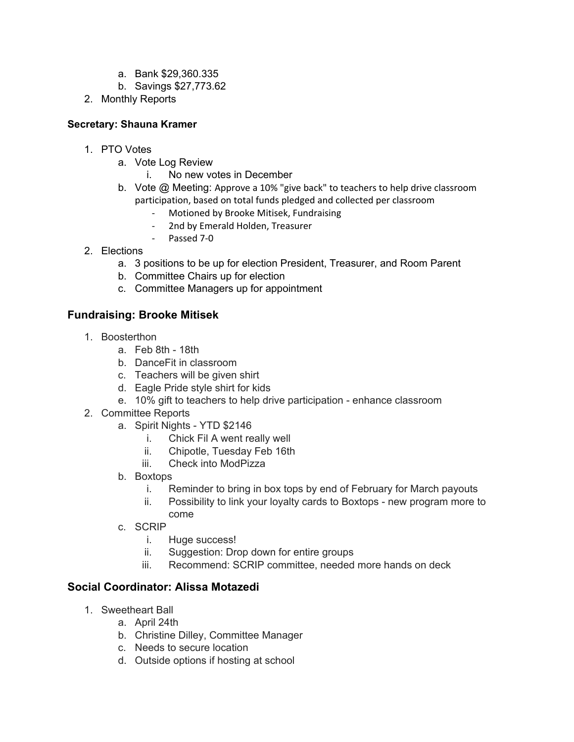a. Bank $29,360.335
   b. Savings $27,773.62
2. Monthly Reports

**Secretary: Shauna Kramer**

1. PTO Votes
   a. Vote Log Review
      i. No new votes in December
   b. Vote @ Meeting: Approve a 10% "give back" to teachers to help drive classroom participation, based on total funds pledged and collected per classroom
      - Motioned by Brooke Mitisek, Fundraising
      - 2nd by Emerald Holden, Treasurer
      - Passed 7-0
2. Elections
   a. 3 positions to be up for election President, Treasurer, and Room Parent
   b. Committee Chairs up for election
   c. Committee Managers up for appointment

## Fundraising: Brooke Mitisek

1. Boosterthon
   a. Feb 8th - 18th
   b. DanceFit in classroom
   c. Teachers will be given shirt
   d. Eagle Pride style shirt for kids
   e. 10% gift to teachers to help drive participation - enhance classroom
2. Committee Reports
   a. Spirit Nights - YTD $2146
      i. Chick Fil A went really well
      ii. Chipotle, Tuesday Feb 16th
      iii. Check into ModPizza
   b. Boxtops
      i. Reminder to bring in box tops by end of February for March payouts
      ii. Possibility to link your loyalty cards to Boxtops - new program more to come
   c. SCRIP
      i. Huge success!
      ii. Suggestion: Drop down for entire groups
      iii. Recommend: SCRIP committee, needed more hands on deck

## Social Coordinator: Alissa Motazedi

1. Sweetheart Ball
   a. April 24th
   b. Christine Dilley, Committee Manager
   c. Needs to secure location
   d. Outside options if hosting at school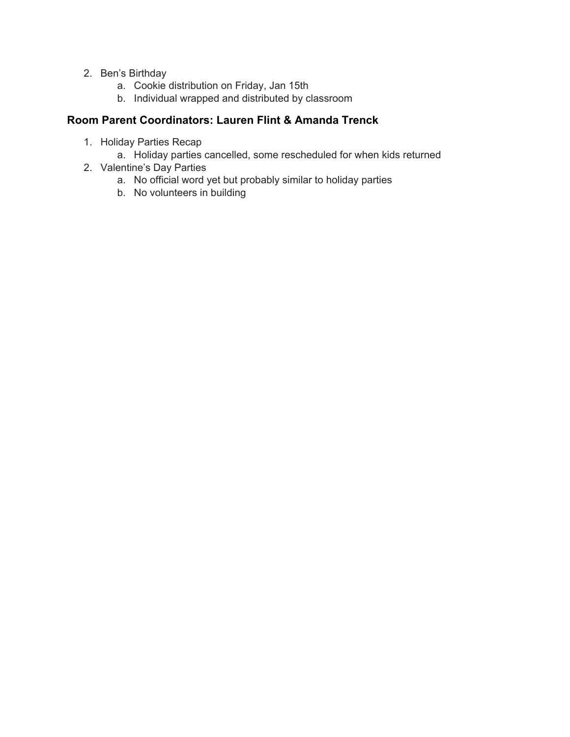2. Ben's Birthday
    a. Cookie distribution on Friday, Jan 15th
    b. Individual wrapped and distributed by classroom

### Room Parent Coordinators: Lauren Flint & Amanda Trenck

1. Holiday Parties Recap
    a. Holiday parties cancelled, some rescheduled for when kids returned
2. Valentine's Day Parties
    a. No official word yet but probably similar to holiday parties
    b. No volunteers in building